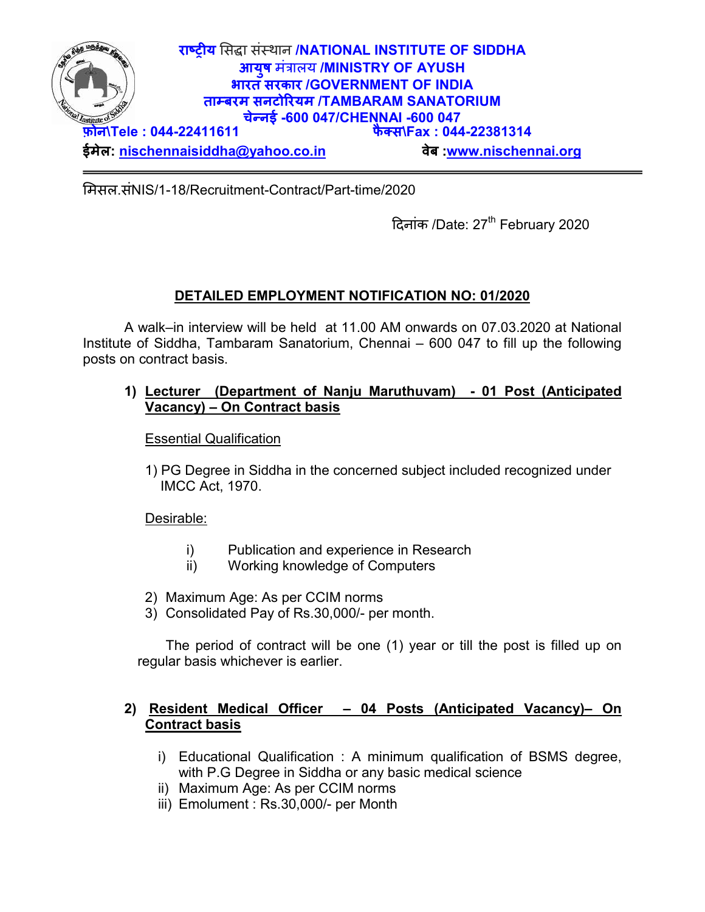**राष्ट्रीय सिद्धा संस्थान /NATIONAL INSTITUTE OF SIDDHA**
**आयुष मंत्रालय /MINISTRY OF AYUSH**
**भारत सरकार /GOVERNMENT OF INDIA**
**ताम्बरम सनटोरियम /TAMBARAM SANATORIUM**
**चेन्नई -600 047/CHENNAI -600 047**

**फ़ोन\Tele : 044-22411611** **फैक्स\Fax : 044-22381314**

**ईमेल: nischennaisiddha@yahoo.co.in** **वेब :www.nischennai.org**

---

मिसल.संNIS/1-18/Recruitment-Contract/Part-time/2020

दिनांक /Date: 27th February 2020

## DETAILED EMPLOYMENT NOTIFICATION NO: 01/2020

A walk–in interview will be held at 11.00 AM onwards on 07.03.2020 at National Institute of Siddha, Tambaram Sanatorium, Chennai – 600 047 to fill up the following posts on contract basis.

### 1) Lecturer (Department of Nanju Maruthuvam) - 01 Post (Anticipated Vacancy) – On Contract basis

Essential Qualification

1) PG Degree in Siddha in the concerned subject included recognized under IMCC Act, 1970.

Desirable:

i) Publication and experience in Research
ii) Working knowledge of Computers

2) Maximum Age: As per CCIM norms
3) Consolidated Pay of Rs.30,000/- per month.

The period of contract will be one (1) year or till the post is filled up on regular basis whichever is earlier.

### 2) Resident Medical Officer – 04 Posts (Anticipated Vacancy)– On Contract basis

i) Educational Qualification : A minimum qualification of BSMS degree, with P.G Degree in Siddha or any basic medical science
ii) Maximum Age: As per CCIM norms
iii) Emolument : Rs.30,000/- per Month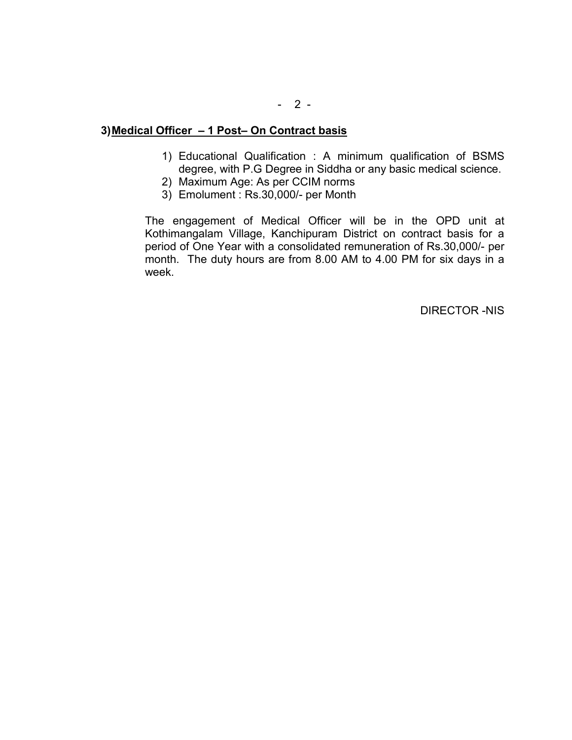### 3) Medical Officer – 1 Post– On Contract basis

1) Educational Qualification : A minimum qualification of BSMS degree, with P.G Degree in Siddha or any basic medical science.
2) Maximum Age: As per CCIM norms
3) Emolument : Rs.30,000/- per Month

The engagement of Medical Officer will be in the OPD unit at Kothimangalam Village, Kanchipuram District on contract basis for a period of One Year with a consolidated remuneration of Rs.30,000/- per month. The duty hours are from 8.00 AM to 4.00 PM for six days in a week.

DIRECTOR -NIS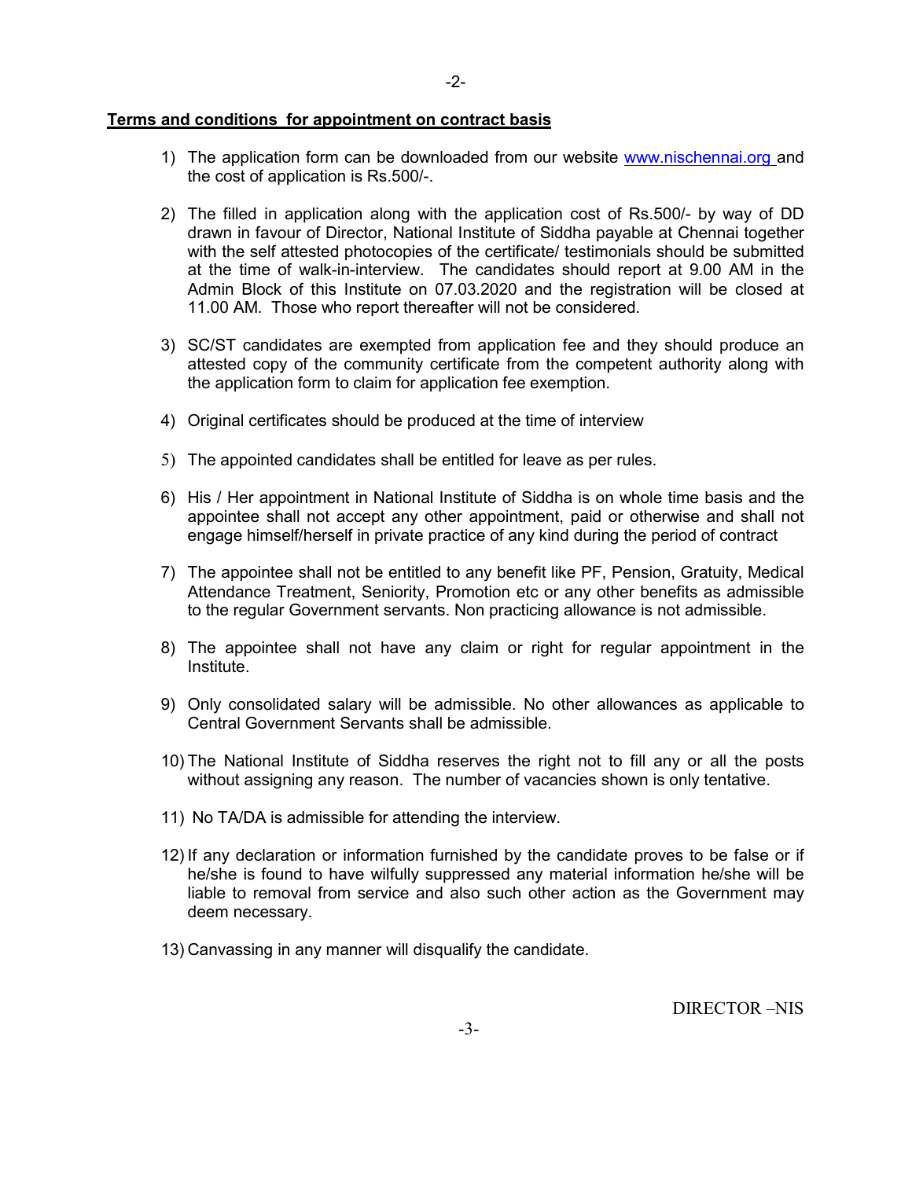**Terms and conditions for appointment on contract basis**

1) The application form can be downloaded from our website www.nischennai.org and the cost of application is Rs.500/-.

2) The filled in application along with the application cost of Rs.500/- by way of DD drawn in favour of Director, National Institute of Siddha payable at Chennai together with the self attested photocopies of the certificate/ testimonials should be submitted at the time of walk-in-interview. The candidates should report at 9.00 AM in the Admin Block of this Institute on 07.03.2020 and the registration will be closed at 11.00 AM. Those who report thereafter will not be considered.

3) SC/ST candidates are exempted from application fee and they should produce an attested copy of the community certificate from the competent authority along with the application form to claim for application fee exemption.

4) Original certificates should be produced at the time of interview

5) The appointed candidates shall be entitled for leave as per rules.

6) His / Her appointment in National Institute of Siddha is on whole time basis and the appointee shall not accept any other appointment, paid or otherwise and shall not engage himself/herself in private practice of any kind during the period of contract

7) The appointee shall not be entitled to any benefit like PF, Pension, Gratuity, Medical Attendance Treatment, Seniority, Promotion etc or any other benefits as admissible to the regular Government servants. Non practicing allowance is not admissible.

8) The appointee shall not have any claim or right for regular appointment in the Institute.

9) Only consolidated salary will be admissible. No other allowances as applicable to Central Government Servants shall be admissible.

10) The National Institute of Siddha reserves the right not to fill any or all the posts without assigning any reason. The number of vacancies shown is only tentative.

11) No TA/DA is admissible for attending the interview.

12) If any declaration or information furnished by the candidate proves to be false or if he/she is found to have wilfully suppressed any material information he/she will be liable to removal from service and also such other action as the Government may deem necessary.

13) Canvassing in any manner will disqualify the candidate.

DIRECTOR –NIS